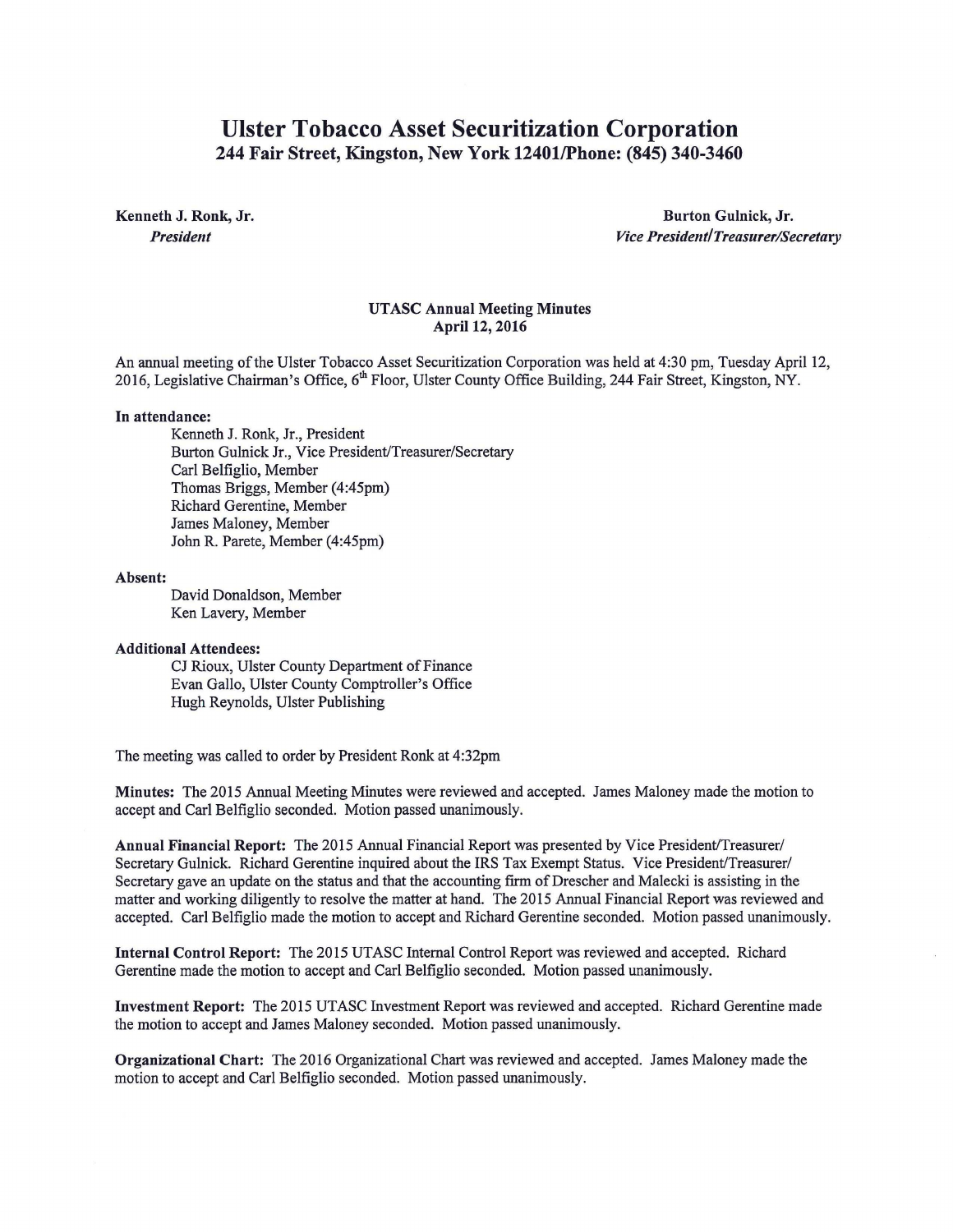# Ulster Tobacco Asset Securitization Corporation

**244 Fair Street, Kingston, New York 12401/Phone: (845) 340-3460**

**Kenneth J. Ronk, Jr.**
***President***

**Burton Gulnick, Jr.**
***Vice President/Treasurer/Secretary***

## UTASC Annual Meeting Minutes
**April 12, 2016**

An annual meeting of the Ulster Tobacco Asset Securitization Corporation was held at 4:30 pm, Tuesday April 12, 2016, Legislative Chairman's Office, 6th Floor, Ulster County Office Building, 244 Fair Street, Kingston, NY.

**In attendance:**

Kenneth J. Ronk, Jr., President
Burton Gulnick Jr., Vice President/Treasurer/Secretary
Carl Belfiglio, Member
Thomas Briggs, Member (4:45pm)
Richard Gerentine, Member
James Maloney, Member
John R. Parete, Member (4:45pm)

**Absent:**

David Donaldson, Member
Ken Lavery, Member

**Additional Attendees:**

CJ Rioux, Ulster County Department of Finance
Evan Gallo, Ulster County Comptroller's Office
Hugh Reynolds, Ulster Publishing

The meeting was called to order by President Ronk at 4:32pm

**Minutes:** The 2015 Annual Meeting Minutes were reviewed and accepted. James Maloney made the motion to accept and Carl Belfiglio seconded. Motion passed unanimously.

**Annual Financial Report:** The 2015 Annual Financial Report was presented by Vice President/Treasurer/ Secretary Gulnick. Richard Gerentine inquired about the IRS Tax Exempt Status. Vice President/Treasurer/ Secretary gave an update on the status and that the accounting firm of Drescher and Malecki is assisting in the matter and working diligently to resolve the matter at hand. The 2015 Annual Financial Report was reviewed and accepted. Carl Belfiglio made the motion to accept and Richard Gerentine seconded. Motion passed unanimously.

**Internal Control Report:** The 2015 UTASC Internal Control Report was reviewed and accepted. Richard Gerentine made the motion to accept and Carl Belfiglio seconded. Motion passed unanimously.

**Investment Report:** The 2015 UTASC Investment Report was reviewed and accepted. Richard Gerentine made the motion to accept and James Maloney seconded. Motion passed unanimously.

**Organizational Chart:** The 2016 Organizational Chart was reviewed and accepted. James Maloney made the motion to accept and Carl Belfiglio seconded. Motion passed unanimously.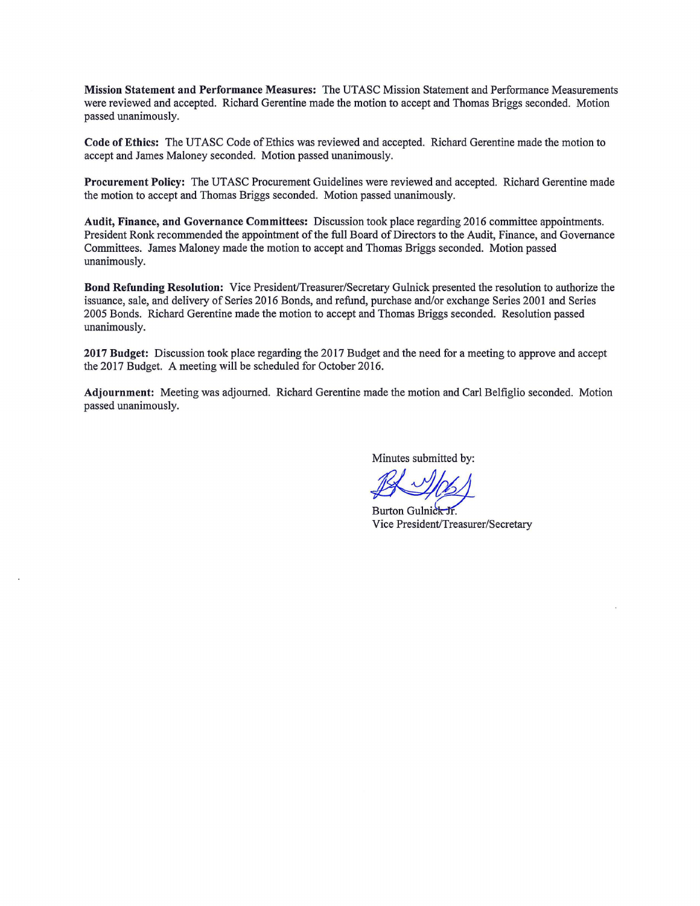**Mission Statement and Performance Measures:** The UTASC Mission Statement and Performance Measurements were reviewed and accepted. Richard Gerentine made the motion to accept and Thomas Briggs seconded. Motion passed unanimously.

**Code of Ethics:** The UTASC Code of Ethics was reviewed and accepted. Richard Gerentine made the motion to accept and James Maloney seconded. Motion passed unanimously.

**Procurement Policy:** The UTASC Procurement Guidelines were reviewed and accepted. Richard Gerentine made the motion to accept and Thomas Briggs seconded. Motion passed unanimously.

**Audit, Finance, and Governance Committees:** Discussion took place regarding 2016 committee appointments. President Ronk recommended the appointment of the full Board of Directors to the Audit, Finance, and Governance Committees. James Maloney made the motion to accept and Thomas Briggs seconded. Motion passed unanimously.

**Bond Refunding Resolution:** Vice President/Treasurer/Secretary Gulnick presented the resolution to authorize the issuance, sale, and delivery of Series 2016 Bonds, and refund, purchase and/or exchange Series 2001 and Series 2005 Bonds. Richard Gerentine made the motion to accept and Thomas Briggs seconded. Resolution passed unanimously.

**2017 Budget:** Discussion took place regarding the 2017 Budget and the need for a meeting to approve and accept the 2017 Budget. A meeting will be scheduled for October 2016.

**Adjournment:** Meeting was adjourned. Richard Gerentine made the motion and Carl Belfiglio seconded. Motion passed unanimously.

Minutes submitted by:

Burton Gulnick Jr.
Vice President/Treasurer/Secretary